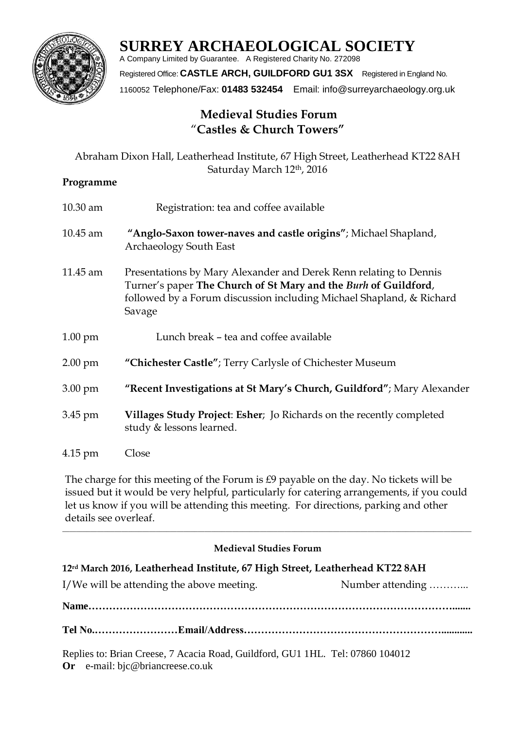# SURREY ARCHAEOLOGICAL SOCIETY

A Company Limited by Guarantee. A Registered Charity No. 272098

Registered Office: **CASTLE ARCH, GUILDFORD GU1 3SX** Registered in England No. 1160052 Telephone/Fax: **01483 532454** Email: info@surreyarchaeology.org.uk

## Medieval Studies Forum
## "Castles & Church Towers"

Abraham Dixon Hall, Leatherhead Institute, 67 High Street, Leatherhead KT22 8AH
Saturday March 12th, 2016

**Programme**

| | |
|---|---|
| 10.30 am | Registration: tea and coffee available |
| 10.45 am | **"Anglo-Saxon tower-naves and castle origins"**; Michael Shapland, Archaeology South East |
| 11.45 am | Presentations by Mary Alexander and Derek Renn relating to Dennis Turner's paper **The Church of St Mary and the *Burh* of Guildford**, followed by a Forum discussion including Michael Shapland, & Richard Savage |
| 1.00 pm | Lunch break – tea and coffee available |
| 2.00 pm | **"Chichester Castle"**; Terry Carlysle of Chichester Museum |
| 3.00 pm | **"Recent Investigations at St Mary's Church, Guildford"**; Mary Alexander |
| 3.45 pm | **Villages Study Project**: **Esher**; Jo Richards on the recently completed study & lessons learned. |
| 4.15 pm | Close |

The charge for this meeting of the Forum is £9 payable on the day. No tickets will be issued but it would be very helpful, particularly for catering arrangements, if you could let us know if you will be attending this meeting. For directions, parking and other details see overleaf.

---

**Medieval Studies Forum**

**12rd March 2016, Leatherhead Institute, 67 High Street, Leatherhead KT22 8AH**

I/We will be attending the above meeting. Number attending ………..

**Name…………………………………………………………………………………………......**

**Tel No.……………………Email/Address……………………………………………………............**

Replies to: Brian Creese, 7 Acacia Road, Guildford, GU1 1HL. Tel: 07860 104012
**Or** e-mail: bjc@briancreese.co.uk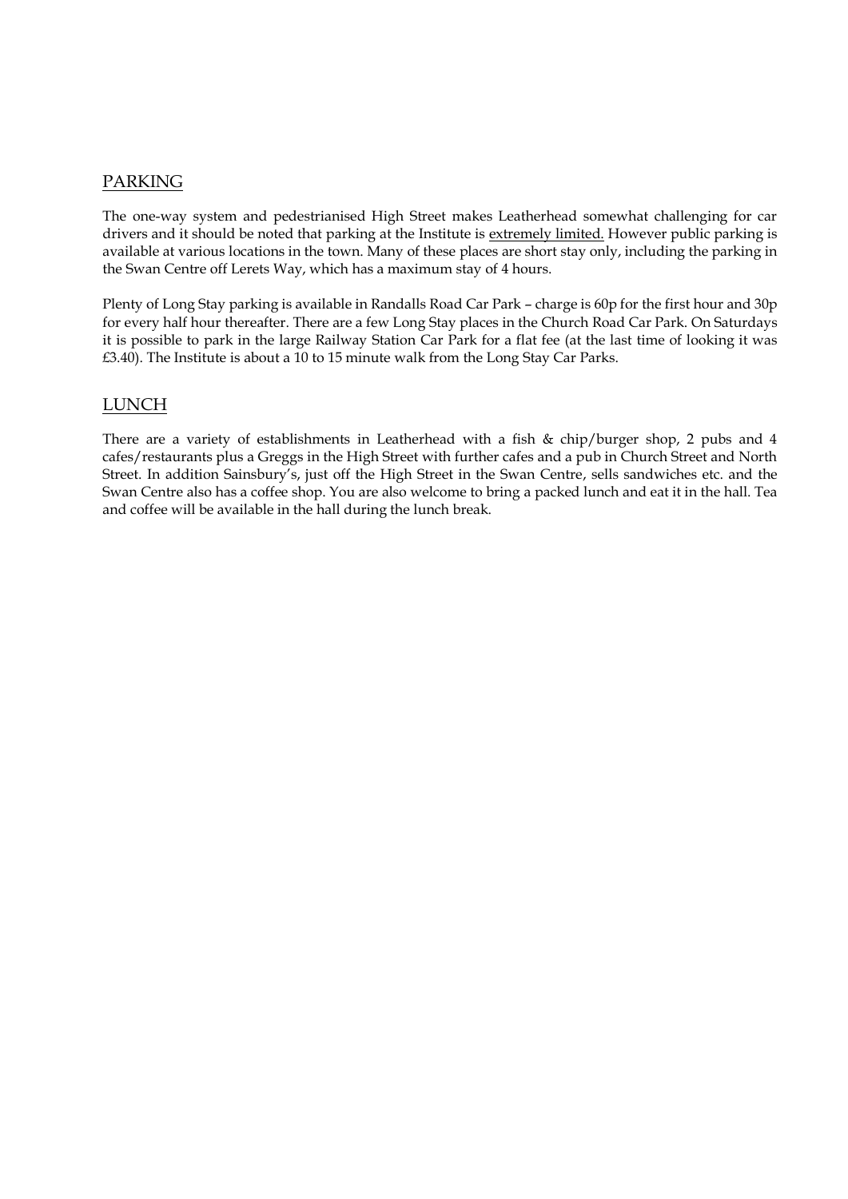## PARKING

The one-way system and pedestrianised High Street makes Leatherhead somewhat challenging for car drivers and it should be noted that parking at the Institute is <u>extremely limited.</u> However public parking is available at various locations in the town. Many of these places are short stay only, including the parking in the Swan Centre off Lerets Way, which has a maximum stay of 4 hours.

Plenty of Long Stay parking is available in Randalls Road Car Park – charge is 60p for the first hour and 30p for every half hour thereafter. There are a few Long Stay places in the Church Road Car Park. On Saturdays it is possible to park in the large Railway Station Car Park for a flat fee (at the last time of looking it was £3.40). The Institute is about a 10 to 15 minute walk from the Long Stay Car Parks.

## LUNCH

There are a variety of establishments in Leatherhead with a fish & chip/burger shop, 2 pubs and 4 cafes/restaurants plus a Greggs in the High Street with further cafes and a pub in Church Street and North Street. In addition Sainsbury's, just off the High Street in the Swan Centre, sells sandwiches etc. and the Swan Centre also has a coffee shop. You are also welcome to bring a packed lunch and eat it in the hall. Tea and coffee will be available in the hall during the lunch break.